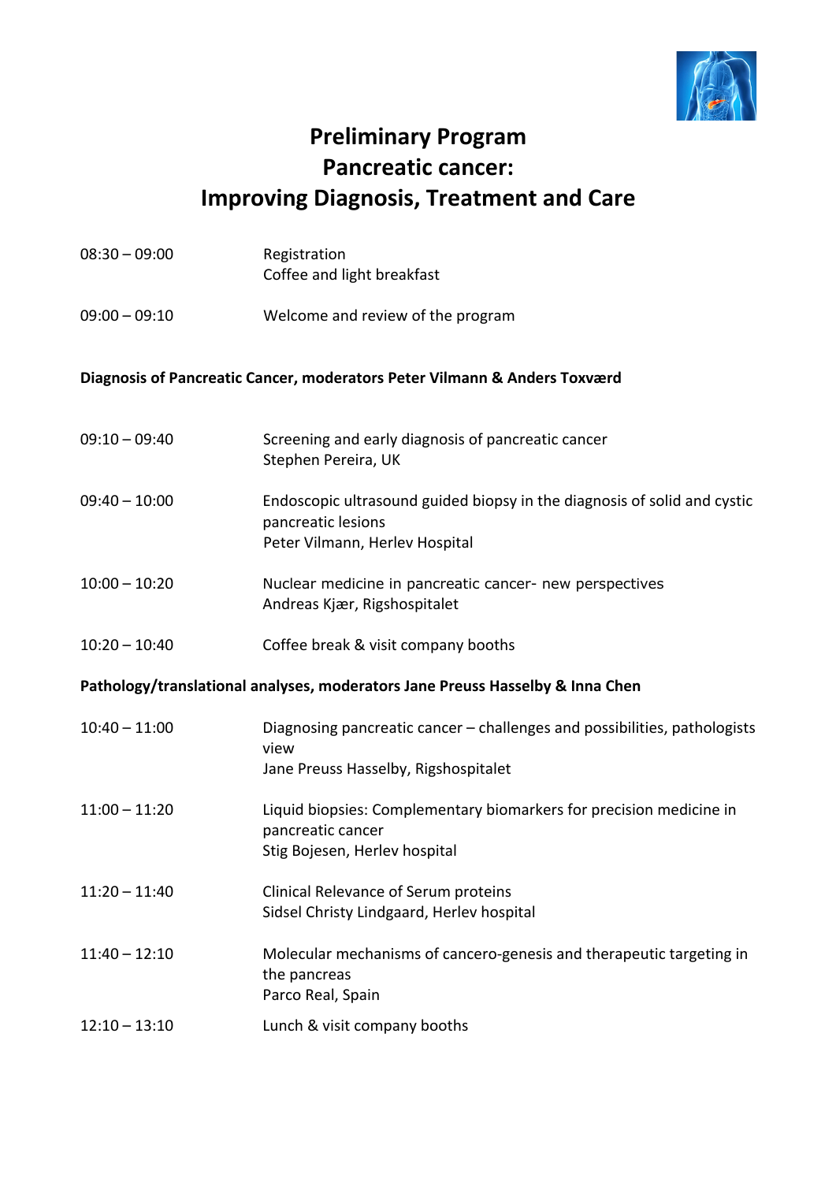# Preliminary Program
# Pancreatic cancer:
# Improving Diagnosis, Treatment and Care

| | |
|---|---|
| 08:30 – 09:00 | Registration<br>Coffee and light breakfast |
| 09:00 – 09:10 | Welcome and review of the program |

**Diagnosis of Pancreatic Cancer, moderators Peter Vilmann & Anders Toxværd**

| | |
|---|---|
| 09:10 – 09:40 | Screening and early diagnosis of pancreatic cancer<br>Stephen Pereira, UK |
| 09:40 – 10:00 | Endoscopic ultrasound guided biopsy in the diagnosis of solid and cystic pancreatic lesions<br>Peter Vilmann, Herlev Hospital |
| 10:00 – 10:20 | Nuclear medicine in pancreatic cancer- new perspectives<br>Andreas Kjær, Rigshospitalet |
| 10:20 – 10:40 | Coffee break & visit company booths |

**Pathology/translational analyses, moderators Jane Preuss Hasselby & Inna Chen**

| | |
|---|---|
| 10:40 – 11:00 | Diagnosing pancreatic cancer – challenges and possibilities, pathologists view<br>Jane Preuss Hasselby, Rigshospitalet |
| 11:00 – 11:20 | Liquid biopsies: Complementary biomarkers for precision medicine in pancreatic cancer<br>Stig Bojesen, Herlev hospital |
| 11:20 – 11:40 | Clinical Relevance of Serum proteins<br>Sidsel Christy Lindgaard, Herlev hospital |
| 11:40 – 12:10 | Molecular mechanisms of cancero-genesis and therapeutic targeting in the pancreas<br>Parco Real, Spain |
| 12:10 – 13:10 | Lunch & visit company booths |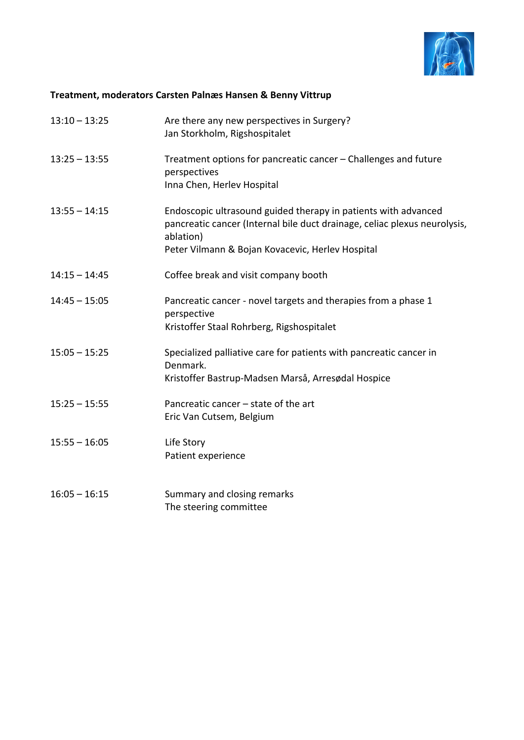**Treatment, moderators Carsten Palnæs Hansen & Benny Vittrup**

| | |
|---|---|
| 13:10 – 13:25 | Are there any new perspectives in Surgery?<br>Jan Storkholm, Rigshospitalet |
| 13:25 – 13:55 | Treatment options for pancreatic cancer – Challenges and future perspectives<br>Inna Chen, Herlev Hospital |
| 13:55 – 14:15 | Endoscopic ultrasound guided therapy in patients with advanced pancreatic cancer (Internal bile duct drainage, celiac plexus neurolysis, ablation)<br>Peter Vilmann & Bojan Kovacevic, Herlev Hospital |
| 14:15 – 14:45 | Coffee break and visit company booth |
| 14:45 – 15:05 | Pancreatic cancer - novel targets and therapies from a phase 1 perspective<br>Kristoffer Staal Rohrberg, Rigshospitalet |
| 15:05 – 15:25 | Specialized palliative care for patients with pancreatic cancer in Denmark.<br>Kristoffer Bastrup-Madsen Marså, Arresødal Hospice |
| 15:25 – 15:55 | Pancreatic cancer – state of the art<br>Eric Van Cutsem, Belgium |
| 15:55 – 16:05 | Life Story<br>Patient experience |
| 16:05 – 16:15 | Summary and closing remarks<br>The steering committee |